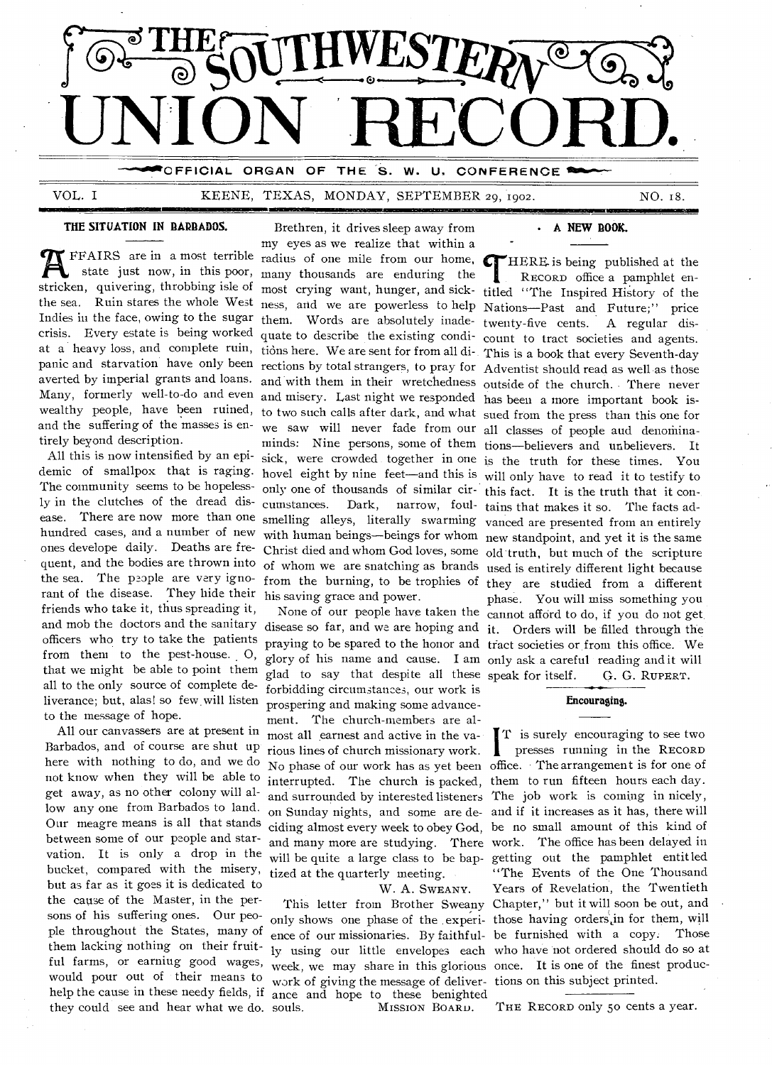# THE SOUTHWESTERN UNION RECORD.

OFFICIAL ORGAN OF THE S. W. U. CONFERENCE

VOL. I KEENE, TEXAS, MONDAY, SEPTEMBER 29, 1902. NO. 18.

## THE SITUATION IN BARBADOS.

AFFAIRS are in a most terrible state just now, in this poor, stricken, quivering, throbbing isle of the sea. Ruin stares the whole West Indies in the face, owing to the sugar crisis. Every estate is being worked at a heavy loss, and complete ruin, panic and starvation have only been averted by imperial grants and loans. Many, formerly well-to-do and even wealthy people, have been ruined, and the suffering of the masses is entirely beyond description.

All this is now intensified by an epidemic of smallpox that is raging. The community seems to be hopelessly in the clutches of the dread disease. There are now more than one hundred cases, and a number of new ones develope daily. Deaths are frequent, and the bodies are thrown into the sea. The people are very ignorant of the disease. They hide their friends who take it, thus spreading it, and mob the doctors and the sanitary officers who try to take the patients from them to the pest-house. O, that we might be able to point them all to the only source of complete deliverance; but, alas! so few will listen to the message of hope.

All our canvassers are at present in Barbados, and of course are shut up here with nothing to do, and we do not know when they will be able to get away, as no other colony will allow any one from Barbados to land. Our meagre means is all that stands between some of our people and starvation. It is only a drop in the bucket, compared with the misery, but as far as it goes it is dedicated to the cause of the Master, in the persons of his suffering ones. Our people throughout the States, many of them lacking nothing on their fruitful farms, or earning good wages, would pour out of their means to help the cause in these needy fields, if they could see and hear what we do.

Brethren, it drives sleep away from my eyes as we realize that within a radius of one mile from our home, many thousands are enduring the most crying want, hunger, and sickness, and we are powerless to help them. Words are absolutely inadequate to describe the existing conditions here. We are sent for from all directions by total strangers, to pray for and with them in their wretchedness and misery. Last night we responded to two such calls after dark, and what we saw will never fade from our minds: Nine persons, some of them sick, were crowded together in one hovel eight by nine feet—and this is only one of thousands of similar circumstances. Dark, narrow, foul-smelling alleys, literally swarming with human beings—beings for whom Christ died and whom God loves, some of whom we are snatching as brands from the burning, to be trophies of his saving grace and power.

None of our people have taken the disease so far, and we are hoping and praying to be spared to the honor and glory of his name and cause. I am glad to say that despite all these forbidding circumstances, our work is prospering and making some advancement. The church-members are almost all earnest and active in the various lines of church missionary work. No phase of our work has as yet been interrupted. The church is packed, and surrounded by interested listeners on Sunday nights, and some are deciding almost every week to obey God, and many more are studying. There will be quite a large class to be baptized at the quarterly meeting.

W. A. SWEANY.

This letter from Brother Sweany only shows one phase of the experience of our missionaries. By faithfully using our little envelopes each week, we may share in this glorious work of giving the message of deliverance and hope to these benighted souls.

MISSION BOARD.

## A NEW BOOK.

THERE is being published at the RECORD office a pamphlet entitled "The Inspired History of the Nations—Past and Future;" price twenty-five cents. A regular discount to tract societies and agents. This is a book that every Seventh-day Adventist should read as well as those outside of the church. There never has been a more important book issued from the press than this one for all classes of people and denominations—believers and unbelievers. It is the truth for these times. You will only have to read it to testify to this fact. It is the truth that it contains that makes it so. The facts advanced are presented from an entirely new standpoint, and yet it is the same old truth, but much of the scripture used is entirely different light because they are studied from a different phase. You will miss something you cannot afford to do, if you do not get it. Orders will be filled through the tract societies or from this office. We only ask a careful reading and it will speak for itself.

G. G. RUPERT.

## Encouraging.

IT is surely encouraging to see two presses running in the RECORD office. The arrangement is for one of them to run fifteen hours each day. The job work is coming in nicely, and if it increases as it has, there will be no small amount of this kind of work. The office has been delayed in getting out the pamphlet entitled "The Events of the One Thousand Years of Revelation, the Twentieth Chapter," but it will soon be out, and those having orders in for them, will be furnished with a copy. Those who have not ordered should do so at once. It is one of the finest productions on this subject printed.

THE RECORD only 50 cents a year.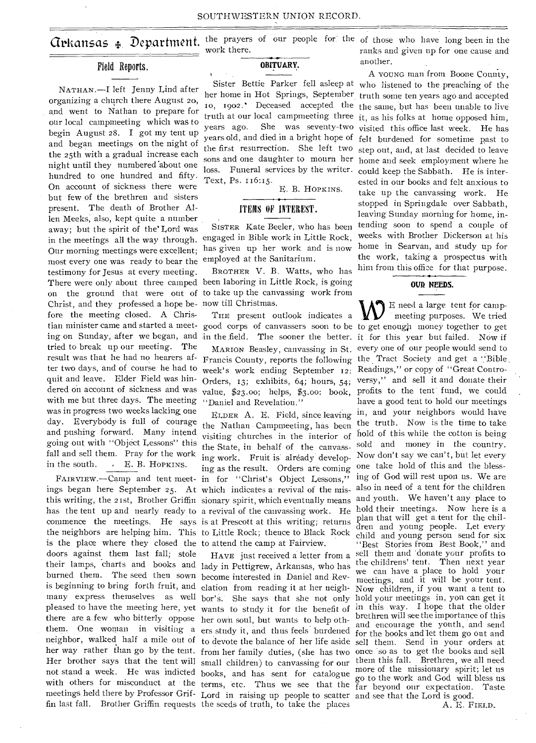# Arkansas Department.

## Field Reports.

NATHAN.—I left Jenny Lind after organizing a church there August 20, and went to Nathan to prepare for our local campmeeting which was to begin August 28. I got my tent up and began meetings on the night of the 25th with a gradual increase each night until they numbered about one hundred to one hundred and fifty. On account of sickness there were but few of the brethren and sisters present. The death of Brother Allen Meeks, also, kept quite a number away; but the spirit of the Lord was in the meetings all the way through. Our morning meetings were excellent; most every one was ready to bear the testimony for Jesus at every meeting. There were only about three camped on the ground that were out of Christ, and they professed a hope before the meeting closed. A Christian minister came and started a meeting on Sunday, after we began, and tried to break up our meeting. The result was that he had no hearers after two days, and of course he had to quit and leave. Elder Field was hindered on account of sickness and was with me but three days. The meeting was in progress two weeks lacking one day. Everybody is full of courage and pushing forward. Many intend going out with "Object Lessons" this fall and sell them. Pray for the work in the south.

E. B. HOPKINS.

FAIRVIEW.—Camp and tent meetings began here September 25. At this writing, the 21st, Brother Griffin has the tent up and nearly ready to commence the meetings. He says the neighbors are helping him. This is the place where they closed the doors against them last fall; stole their lamps, charts and books and burned them. The seed then sown is beginning to bring forth fruit, and many express themselves as well pleased to have the meeting here, yet there are a few who bitterly oppose them. One woman in visiting a neighbor, walked half a mile out of her way rather than go by the tent. Her brother says that the tent will not stand a week. He was indicted with others for misconduct at the meetings held there by Professor Griffin last fall. Brother Griffin requests the prayers of our people for the work there.

## OBITUARY.

Sister Bettie Parker fell asleep at her home in Hot Springs, September 10, 1902. Deceased accepted the truth at our local campmeeting three years ago. She was seventy-two years old, and died in a bright hope of the first resurrection. She left two sons and one daughter to mourn her loss. Funeral services by the writer. Text, Ps. 116:15.

E. B. HOPKINS.

## ITEMS OF INTEREST.

SISTER Kate Beeler, who has been engaged in Bible work in Little Rock, has given up her work and is now employed at the Sanitarium.

BROTHER V. B. Watts, who has been laboring in Little Rock, is going to take up the canvassing work from now till Christmas.

THE present outlook indicates a good corps of canvassers soon to be in the field. The sooner the better.

MARION Beasley, canvassing in St. Francis County, reports the following week's work ending September 12: Orders, 13; exhibits, 64; hours, 54; value, $23.00; helps, $3.00: book, "Daniel and Revelation."

ELDER A. E. Field, since leaving the Nathan Campmeeting, has been visiting churches in the interior of the State, in behalf of the canvassing work. Fruit is already developing as the result. Orders are coming in for "Christ's Object Lessons," which indicates a revival of the missionary spirit, which eventually means a revival of the canvassing work. He is at Prescott at this writing; returns to Little Rock; thence to Black Rock to attend the camp at Fairview.

HAVE just received a letter from a lady in Pettigrew, Arkansas, who has become interested in Daniel and Revelation from reading it at her neighbor's. She says that she not only wants to study it for the benefit of her own soul, but wants to help others study it, and thus feels burdened to devote the balance of her life aside from her family duties, (she has two small children) to canvassing for our books, and has sent for catalogue terms, etc. Thus we see that the Lord in raising up people to scatter the seeds of truth, to take the places of those who have long been in the ranks and given up for one cause and another.

A YOUNG man from Boone County, who listened to the preaching of the truth some ten years ago and accepted the same, but has been unable to live it, as his folks at home opposed him, visited this office last week. He has felt burdened for sometime past to step out, and, at last decided to leave home and seek employment where he could keep the Sabbath. He is interested in our books and felt anxious to take up the canvassing work. He stopped in Springdale over Sabbath, leaving Sunday morning for home, intending soon to spend a couple of weeks with Brother Dickerson at his home in Searvan, and study up for the work, taking a prospectus with him from this office for that purpose.

## OUR NEEDS.

WE need a large tent for campmeeting purposes. We tried to get enough money together to get it for this year but failed. Now if every one of our people would send to the Tract Society and get a "Bible Readings," or copy of "Great Controversy," and sell it and donate their profits to the tent fund, we could have a good tent to hold our meetings in, and your neighbors would have the truth. Now is the time to take hold of this while the cotton is being sold and money in the country. Now don't say we can't, but let every one take hold of this and the blessing of God will rest upon us. We are also in need of a tent for the children and youth. We haven't any place to hold their meetings. Now here is a plan that will get a tent for the children and young people. Let every child and young person send for six "Best Stories from Best Book," and sell them and donate your profits to the childrens' tent. Then next year we can have a place to hold your meetings, and it will be your tent. Now children, if you want a tent to hold your meetings in, you can get it in this way. I hope that the older brethren will see the importance of this and encourage the youth, and send for the books and let them go out and sell them. Send in your orders at once so as to get the books and sell them this fall. Brethren, we all need more of the missionary spirit; let us go to the work and God will bless us far beyond our expectation. Taste and see that the Lord is good.

A. E. FIELD.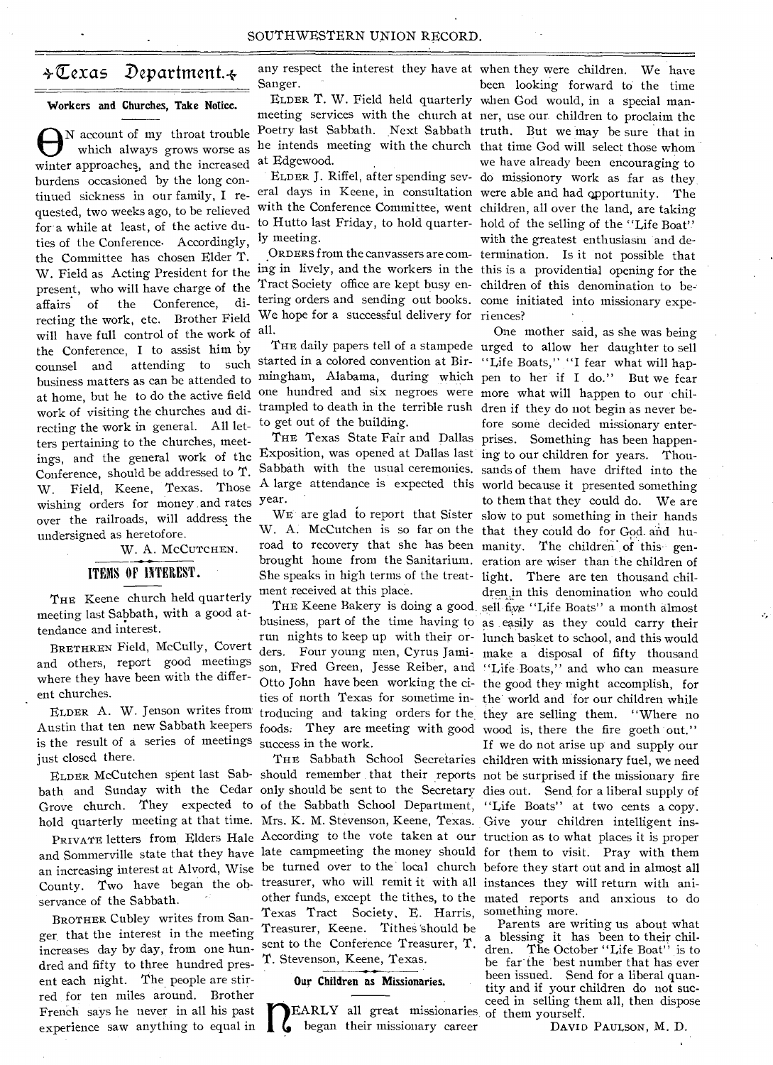# Texas Department.

## Workers and Churches, Take Notice.

On account of my throat trouble which always grows worse as winter approaches, and the increased burdens occasioned by the long continued sickness in our family, I requested, two weeks ago, to be relieved for a while at least, of the active duties of the Conference. Accordingly, the Committee has chosen Elder T. W. Field as Acting President for the present, who will have charge of the affairs of the Conference, directing the work, etc. Brother Field will have full control of the work of the Conference, I to assist him by counsel and attending to such business matters as can be attended to at home, but he to do the active field work of visiting the churches and directing the work in general. All letters pertaining to the churches, meetings, and the general work of the Conference, should be addressed to T. W. Field, Keene, Texas. Those wishing orders for money and rates over the railroads, will address the undersigned as heretofore.

W. A. McCutchen.

## ITEMS OF INTEREST.

The Keene church held quarterly meeting last Sabbath, with a good attendance and interest.

Brethren Field, McCully, Covert and others, report good meetings where they have been with the different churches.

Elder A. W. Jenson writes from Austin that ten new Sabbath keepers is the result of a series of meetings just closed there.

Elder McCutchen spent last Sabbath and Sunday with the Cedar Grove church. They expected to hold quarterly meeting at that time.

Private letters from Elders Hale and Sommerville state that they have an increasing interest at Alvord, Wise County. Two have began the observance of the Sabbath.

Brother Cubley writes from Sanger that the interest in the meeting increases day by day, from one hundred and fifty to three hundred present each night. The people are stirred for ten miles around. Brother French says he never in all his past experience saw anything to equal in any respect the interest they have at Sanger.

Elder T. W. Field held quarterly meeting services with the church at Poetry last Sabbath. Next Sabbath he intends meeting with the church at Edgewood.

Elder J. Riffel, after spending several days in Keene, in consultation with the Conference Committee, went to Hutto last Friday, to hold quarterly meeting.

Orders from the canvassers are coming in lively, and the workers in the Tract Society office are kept busy entering orders and sending out books. We hope for a successful delivery for all.

The daily papers tell of a stampede started in a colored convention at Birmingham, Alabama, during which one hundred and six negroes were trampled to death in the terrible rush to get out of the building.

The Texas State Fair and Dallas Exposition, was opened at Dallas last Sabbath with the usual ceremonies. A large attendance is expected this year.

We are glad to report that Sister W. A. McCutchen is so far on the road to recovery that she has been brought home from the Sanitarium. She speaks in high terms of the treatment received at this place.

The Keene Bakery is doing a good business, part of the time having to run nights to keep up with their orders. Four young men, Cyrus Jamison, Fred Green, Jesse Reiber, and Otto John have been working the cities of north Texas for sometime introducing and taking orders for the foods. They are meeting with good success in the work.

The Sabbath School Secretaries should remember that their reports only should be sent to the Secretary of the Sabbath School Department, Mrs. K. M. Stevenson, Keene, Texas. According to the vote taken at our late campmeeting the money should be turned over to the local church treasurer, who will remit it with all other funds, except the tithes, to the Texas Tract Society, E. Harris, Treasurer, Keene. Tithes should be sent to the Conference Treasurer, T. T. Stevenson, Keene, Texas.

## Our Children as Missionaries.

Nearly all great missionaries began their missionary career when they were children. We have been looking forward to the time when God would, in a special manner, use our children to proclaim the truth. But we may be sure that in that time God will select those whom we have already been encouraging to do missionory work as far as they were able and had opportunity. The children, all over the land, are taking hold of the selling of the "Life Boat" with the greatest enthusiasm and determination. Is it not possible that this is a providential opening for the children of this denomination to become initiated into missionary experiences?

One mother said, as she was being urged to allow her daughter to sell "Life Boats," "I fear what will happen to her if I do." But we fear more what will happen to our children if they do not begin as never before some decided missionary enterprises. Something has been happening to our children for years. Thousands of them have drifted into the world because it presented something to them that they could do. We are slow to put something in their hands that they could do for God and humanity. The children of this generation are wiser than the children of light. There are ten thousand children in this denomination who could sell five "Life Boats" a month almost as easily as they could carry their lunch basket to school, and this would make a disposal of fifty thousand "Life Boats," and who can measure the good they might accomplish, for the world and for our children while they are selling them. "Where no wood is, there the fire goeth out." If we do not arise up and supply our children with missionary fuel, we need not be surprised if the missionary fire dies out. Send for a liberal supply of "Life Boats" at two cents a copy. Give your children intelligent instruction as to what places it is proper for them to visit. Pray with them before they start out and in almost all instances they will return with animated reports and anxious to do something more.

Parents are writing us about what a blessing it has been to their children. The October "Life Boat" is to be far the best number that has ever been issued. Send for a liberal quantity and if your children do not succeed in selling them all, then dispose of them yourself.

David Paulson, M. D.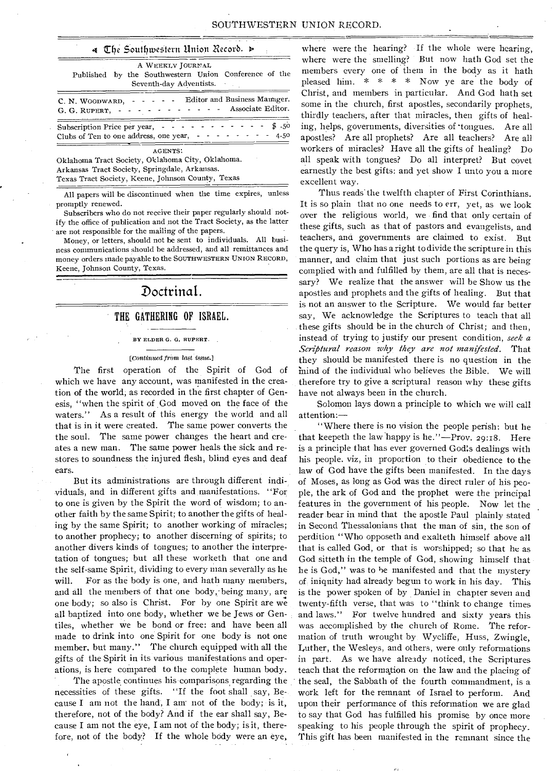# The Southwestern Union Record.

A WEEKLY JOURNAL

Published by the Southwestern Union Conference of the Seventh-day Adventists.

C. N. WOODWARD, - - - - - Editor and Business Manager.
G. G. RUPERT, - - - - - - - - - - - Associate Editor.

Subscription Price per year, - - - - - - - - - - - - $ .50
Clubs of Ten to one address, one year, - - - - - - - - 4.50

AGENTS:

Oklahoma Tract Society, Oklahoma City, Oklahoma.
Arkansas Tract Society, Springdale, Arkansas.
Texas Tract Society, Keene, Johnson County, Texas

All papers will be discontinued when the time expires, unless promptly renewed.

Subscribers who do not receive their paper regularly should notify the office of publication and not the Tract Society, as the latter are not responsible for the mailing of the papers.

Money, or letters, should not be sent to individuals. All business communications should be addressed, and all remittances and money orders made payable to the SOUTHWESTERN UNION RECORD, Keene, Johnson County, Texas.

# Doctrinal.

## THE GATHERING OF ISRAEL.

BY ELDER G. G. RUPERT.

*[Continued from last issue.]*

The first operation of the Spirit of God of which we have any account, was manifested in the creation of the world, as recorded in the first chapter of Genesis, "when the spirit of God moved on the face of the waters." As a result of this energy the world and all that is in it were created. The same power converts the the soul. The same power changes the heart and creates a new man. The same power heals the sick and restores to soundness the injured flesh, blind eyes and deaf ears.

But its administrations are through different individuals, and in different gifts and manifestations. "For to one is given by the Spirit the word of wisdom; to another faith by the same Spirit; to another the gifts of healing by the same Spirit; to another working of miracles; to another prophecy; to another discerning of spirits; to another divers kinds of tongues; to another the interpretation of tongues; but all these worketh that one and the self-same Spirit, dividing to every man severally as he will. For as the body is one, and hath many members, and all the members of that one body, being many, are one body; so also is Christ. For by one Spirit are we all baptized into one body, whether we be Jews or Gentiles, whether we be bond or free: and have been all made to drink into one Spirit for one body is not one member, but many." The church equipped with all the gifts of the Spirit in its various manifestations and operations, is here compared to the complete human body.

The apostle continues his comparisons regarding the necessities of these gifts. "If the foot shall say, Because I am not the hand, I am not of the body; is it, therefore, not of the body? And if the ear shall say, Because I am not the eye, I am not of the body; is it, therefore, not of the body? If the whole body were an eye, where were the hearing? If the whole were hearing, where were the smelling? But now hath God set the members every one of them in the body as it hath pleased him. * * * * Now ye are the body of Christ, and members in particular. And God hath set some in the church, first apostles, secondarily prophets, thirdly teachers, after that miracles, then gifts of healing, helps, governments, diversities of tongues. Are all apostles? Are all prophets? Are all teachers? Are all workers of miracles? Have all the gifts of healing? Do all speak with tongues? Do all interpret? But covet earnestly the best gifts: and yet show I unto you a more excellent way.

Thus reads the twelfth chapter of First Corinthians. It is so plain that no one needs to err, yet, as we look over the religious world, we find that only certain of these gifts, such as that of pastors and evangelists, and teachers, and governments are claimed to exist. But the query is, Who has a right to divide the scripture in this manner, and claim that just such portions as are being complied with and fulfilled by them, are all that is necessary? We realize that the answer will be Show us the apostles and prophets and the gifts of healing. But that is not an answer to the Scripture. We would far better say, We acknowledge the Scriptures to teach that all these gifts should be in the church of Christ; and then, instead of trying to justify our present condition, *seek a Scriptural reason why they are not manifested*. That they should be manifested there is no question in the mind of the individual who believes the Bible. We will therefore try to give a scriptural reason why these gifts have not always been in the church.

Solomon lays down a principle to which we will call attention:—

"Where there is no vision the people perish: but he that keepeth the law happy is he."—Prov. 29:18. Here is a principle that has ever governed God's dealings with his people. viz, in proportion to their obedience to the law of God have the gifts been manifested. In the days of Moses, as long as God was the direct ruler of his people, the ark of God and the prophet were the principal features in the government of his people. Now let the reader bear in mind that the apostle Paul plainly stated in Second Thessalonians that the man of sin, the son of perdition "Who opposeth and exalteth himself above all that is called God, or that is worshipped; so that he as God sitteth in the temple of God, showing himself that he is God," was to be manifested and that the mystery of iniquity had already begun to work in his day. This is the power spoken of by Daniel in chapter seven and twenty-fifth verse, that was to "think to change times and laws." For twelve hundred and sixty years this was accomplished by the church of Rome. The reformation of truth wrought by Wycliffe, Huss, Zwingle, Luther, the Wesleys, and others, were only reformations in part. As we have already noticed, the Scriptures teach that the reformation on the law and the placing of the seal, the Sabbath of the fourth commandment, is a work left for the remnant of Israel to perform. And upon their performance of this reformation we are glad to say that God has fulfilled his promise by once more speaking to his people through the spirit of prophecy. This gift has been manifested in the remnant since the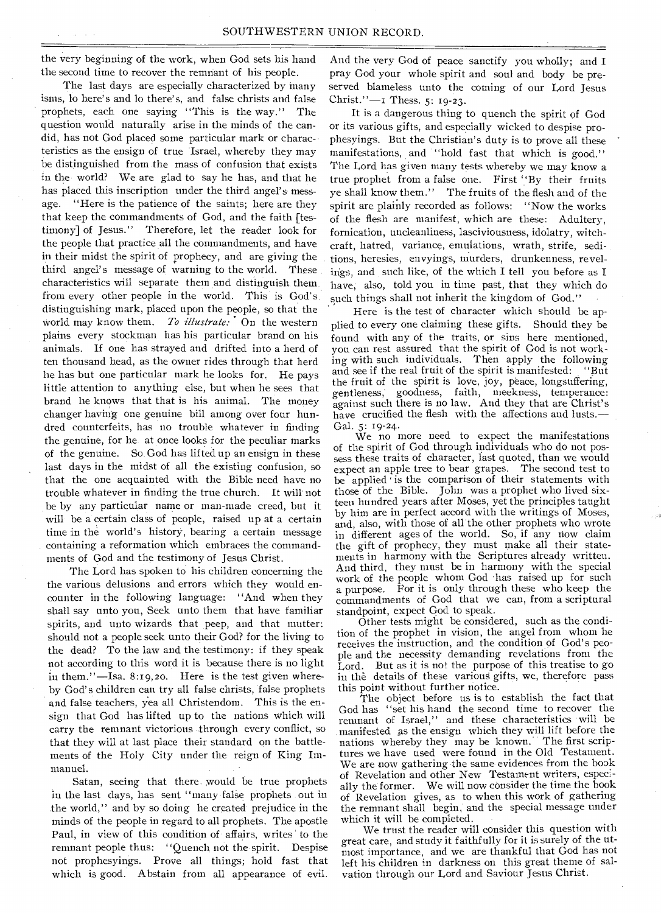the very beginning of the work, when God sets his hand the second time to recover the remnant of his people.

The last days are especially characterized by many isms, lo here's and lo there's, and false christs and false prophets, each one saying "This is the way." The question would naturally arise in the minds of the candid, has not God placed some particular mark or characteristics as the ensign of true Israel, whereby they may be distinguished from the mass of confusion that exists in the world? We are glad to say he has, and that he has placed this inscription under the third angel's message. "Here is the patience of the saints; here are they that keep the commandments of God, and the faith [testimony] of Jesus." Therefore, let the reader look for the people that practice all the commandments, and have in their midst the spirit of prophecy, and are giving the third angel's message of warning to the world. These characteristics will separate them and distinguish them from every other people in the world. This is God's distinguishing mark, placed upon the people, so that the world may know them. *To illustrate:* On the western plains every stockman has his particular brand on his animals. If one has strayed and drifted into a herd of ten thousand head, as the owner rides through that herd he has but one particular mark he looks for. He pays little attention to anything else, but when he sees that brand he knows that that is his animal. The money changer having one genuine bill among over four hundred counterfeits, has no trouble whatever in finding the genuine, for he at once looks for the peculiar marks of the genuine. So God has lifted up an ensign in these last days in the midst of all the existing confusion, so that the one acquainted with the Bible need have no trouble whatever in finding the true church. It will not be by any particular name or man-made creed, but it will be a certain class of people, raised up at a certain time in the world's history, bearing a certain message containing a reformation which embraces the commandments of God and the testimony of Jesus Christ.

The Lord has spoken to his children concerning the the various delusions and errors which they would encounter in the following language: "And when they shall say unto you, Seek unto them that have familiar spirits, and unto wizards that peep, and that mutter: should not a people seek unto their God? for the living to the dead? To the law and the testimony: if they speak not according to this word it is because there is no light in them."—Isa. 8:19,20. Here is the test given whereby God's children can try all false christs, false prophets and false teachers, yea all Christendom. This is the ensign that God has lifted up to the nations which will carry the remnant victorious through every conflict, so that they will at last place their standard on the battlements of the Holy City under the reign of King Immanuel.

Satan, seeing that there would be true prophets in the last days, has sent "many false prophets out in the world," and by so doing he created prejudice in the minds of the people in regard to all prophets. The apostle Paul, in view of this condition of affairs, writes to the remnant people thus: "Quench not the spirit. Despise not prophesyings. Prove all things; hold fast that which is good. Abstain from all appearance of evil. And the very God of peace sanctify you wholly; and I pray God your whole spirit and soul and body be preserved blameless unto the coming of our Lord Jesus Christ."—1 Thess. 5: 19-23.

It is a dangerous thing to quench the spirit of God or its various gifts, and especially wicked to despise prophesyings. But the Christian's duty is to prove all these manifestations, and "hold fast that which is good." The Lord has given many tests whereby we may know a true prophet from a false one. First "By their fruits ye shall know them." The fruits of the flesh and of the spirit are plainly recorded as follows: "Now the works of the flesh are manifest, which are these: Adultery, fornication, uncleanliness, lasciviousness, idolatry, witchcraft, hatred, variance, emulations, wrath, strife, seditions, heresies, envyings, murders, drunkenness, revelings, and such like, of the which I tell you before as I have, also, told you in time past, that they which do such things shall not inherit the kingdom of God."

Here is the test of character which should be applied to every one claiming these gifts. Should they be found with any of the traits, or sins here mentioned, you can rest assured that the spirit of God is not working with such individuals. Then apply the following and see if the real fruit of the spirit is manifested: "But the fruit of the spirit is love, joy, peace, longsuffering, gentleness, goodness, faith, meekness, temperance: against such there is no law. And they that are Christ's have crucified the flesh with the affections and lusts.—Gal. 5: 19-24.

We no more need to expect the manifestations of the spirit of God through individuals who do not possess these traits of character, last quoted, than we would expect an apple tree to bear grapes. The second test to be applied is the comparison of their statements with those of the Bible. John was a prophet who lived sixteen hundred years after Moses, yet the principles taught by him are in perfect accord with the writings of Moses, and, also, with those of all the other prophets who wrote in different ages of the world. So, if any now claim the gift of prophecy, they must make all their statements in harmony with the Scriptures already written. And third, they must be in harmony with the special work of the people whom God has raised up for such a purpose. For it is only through these who keep the commandments of God that we can, from a scriptural standpoint, expect God to speak.

Other tests might be considered, such as the condition of the prophet in vision, the angel from whom he receives the instruction, and the condition of God's people and the necessity demanding revelations from the Lord. But as it is not the purpose of this treatise to go in the details of these various gifts, we, therefore pass this point without further notice.

The object before us is to establish the fact that God has "set his hand the second time to recover the remnant of Israel," and these characteristics will be manifested as the ensign which they will lift before the nations whereby they may be known. The first scriptures we have used were found in the Old Testament. We are now gathering the same evidences from the book of Revelation and other New Testament writers, especially the former. We will now consider the time the book of Revelation gives, as to when this work of gathering the remnant shall begin, and the special message under which it will be completed.

We trust the reader will consider this question with great care, and study it faithfully for it is surely of the utmost importance, and we are thankful that God has not left his children in darkness on this great theme of salvation through our Lord and Saviour Jesus Christ.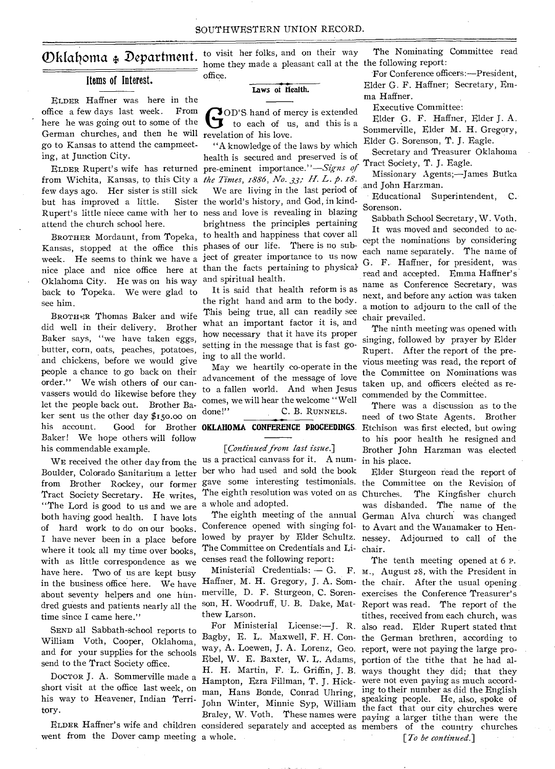# Oklahoma Department.

## Items of Interest.

ELDER Haffner was here in the office a few days last week. From here he was going out to some of the German churches, and then he will go to Kansas to attend the campmeeting, at Junction City.

ELDER Rupert's wife has returned from Wichita, Kansas, to this City a few days ago. Her sister is still sick but has improved a little. Sister Rupert's little niece came with her to attend the church school here.

BROTHER Mordaunt, from Topeka, Kansas, stopped at the office this week. He seems to think we have a nice place and nice office here at Oklahoma City. He was on his way back to Topeka. We were glad to see him.

BROTHER Thomas Baker and wife did well in their delivery. Brother Baker says, "we have taken eggs, butter, corn, oats, peaches, potatoes, and chickens, before we would give people a chance to go back on their order." We wish others of our canvassers would do likewise before they let the people back out. Brother Baker sent us the other day $150.00 on his account. Good for Brother Baker! We hope others will follow his commendable example.

WE received the other day from the Boulder, Colorado Sanitarium a letter from Brother Rockey, our former Tract Society Secretary. He writes, "The Lord is good to us and we are both having good health. I have lots of hard work to do on our books. I have never been in a place before where it took all my time over books, with as little correspondence as we have here. Two of us are kept busy in the business office here. We have about seventy helpers and one hundred guests and patients nearly all the time since I came here."

SEND all Sabbath-school reports to William Voth, Cooper, Oklahoma, and for your supplies for the schools send to the Tract Society office.

DOCTOR J. A. Sommerville made a short visit at the office last week, on his way to Heavener, Indian Territory.

ELDER Haffner's wife and children went from the Dover camp meeting to visit her folks, and on their way home they made a pleasant call at the office.

## Laws of Health.

GOD'S hand of mercy is extended to each of us, and this is a revelation of his love.

"A knowledge of the laws by which health is secured and preserved is of pre-eminent importance."—*Signs of the Times, 1886, No. 33; H. L. p. 18.*

We are living in the last period of the world's history, and God, in kindness and love is revealing in blazing brightness the principles pertaining to health and happiness that cover all phases of our life. There is no subject of greater importance to us now than the facts pertaining to physical and spiritual health.

It is said that health reform is as the right hand and arm to the body. This being true, all can readily see what an important factor it is, and how necessary that it have its proper setting in the message that is fast going to all the world.

May we heartily co-operate in the advancement of the message of love to a fallen world. And when Jesus comes, we will hear the welcome "Well done!"

C. B. RUNNELS.

## OKLAHOMA CONFERENCE PROCEEDINGS.

*[Continued from last issue.]*

us a practical canvass for it. A number who had used and sold the book gave some interesting testimonials. The eighth resolution was voted on as a whole and adopted.

The eighth meeting of the annual Conference opened with singing followed by prayer by Elder Schultz. The Committee on Credentials and Licenses read the following report:

Ministerial Credentials: — G. F. Haffner, M. H. Gregory, J. A. Sommerville, D. F. Sturgeon, C. Sorenson, H. Woodruff, U. B. Dake, Matthew Larson.

For Ministerial License:—J. R. Bagby, E. L. Maxwell, F. H. Conway, A. Loewen, J. A. Lorenz, Geo. Ebel, W. E. Baxter, W. L. Adams, H. H. Martin, F. L. Griffin, J. B. Hampton, Ezra Fillman, T. J. Hickman, Hans Bonde, Conrad Uhring, John Winter, Minnie Syp, William Braley, W. Voth. These names were considered separately and accepted as a whole.

The Nominating Committee read the following report:

For Conference officers:—President, Elder G. F. Haffner; Secretary, Emma Haffner.

Executive Committee:

Elder G. F. Haffner, Elder J. A. Sommerville, Elder M. H. Gregory, Elder G. Sorenson, T. J. Eagle.

Secretary and Treasurer Oklahoma Tract Society, T. J. Eagle.

Missionary Agents;—James Butka and John Harzman.

Educational Superintendent, C. Sorenson.

Sabbath School Secretary, W. Voth.

It was moved and seconded to accept the nominations by considering each name separately. The name of G. F. Haffner, for president, was read and accepted. Emma Haffner's name as Conference Secretary, was next, and before any action was taken a motion to adjourn to the call of the chair prevailed.

The ninth meeting was opened with singing, followed by prayer by Elder Rupert. After the report of the previous meeting was read, the report of the Committee on Nominations was taken up, and officers elected as recommended by the Committee.

There was a discussion as to the need of two State Agents. Brother Etchison was first elected, but owing to his poor health he resigned and Brother John Harzman was elected in his place.

Elder Sturgeon read the report of the Committee on the Revision of Churches. The Kingfisher church was disbanded. The name of the German Alva church was changed to Avart and the Wanamaker to Hennessey. Adjourned to call of the chair.

The tenth meeting opened at 6 P. M., August 28, with the President in the chair. After the usual opening exercises the Conference Treasurer's Report was read. The report of the tithes, received from each church, was also read. Elder Rupert stated that the German brethren, according to report, were not paying the large proportion of the tithe that he had always thought they did; that they were not even paying as much according to their number as did the English speaking people. He, also, spoke of the fact that our city churches were paying a larger tithe than were the members of the country churches

*[To be continued.]*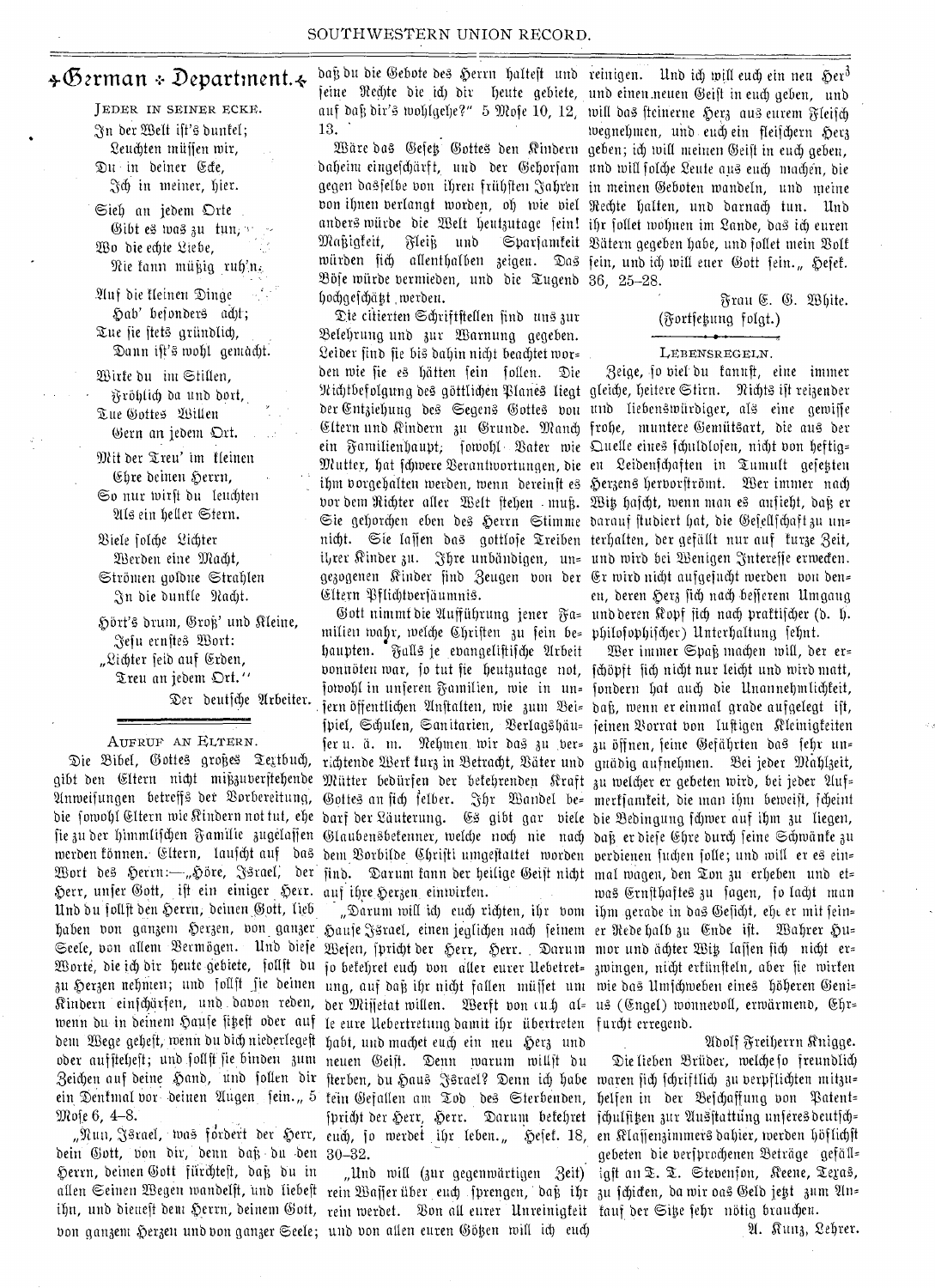# German Department.

### Jeder in seiner Ecke.

In der Welt ist's dunkel;
 Leuchten müssen wir,
Du in deiner Ecke,
 Ich in meiner, hier.

Sieh an jedem Orte
 Gibt es was zu tun;
Wo die echte Liebe,
 Nie kann müßig ruh'n.

Auf die kleinen Dinge
 Hab' besonders acht;
Tue sie stets gründlich,
 Dann ist's wohl gemacht.

Wirke du im Stillen,
 Fröhlich da und dort,
Tue Gottes Willen
 Gern an jedem Ort.

Mit der Treu' im kleinen
 Ehre deinen Herrn,
So nur wirst du leuchten
 Als ein heller Stern.

Viele solche Lichter
 Werden eine Macht,
Strömen goldne Strahlen
 In die dunkle Nacht.

Hört's drum, Groß' und Kleine,
 Jesu ernstes Wort:
„Lichter seid auf Erden,
 Treu an jedem Ort."

Der deutsche Arbeiter.

### Aufruf an Eltern.

Die Bibel, Gottes großes Textbuch, gibt den Eltern nicht mißzuverstehende Anweisungen betreffs der Vorbereitung, die sowohl Eltern wie Kindern not tut, ehe sie zu der himmlischen Familie zugelassen werden können. Eltern, lauscht auf das Wort des Herrn:—„Höre, Israel, der Herr, unser Gott, ist ein einiger Herr. Und du sollst den Herrn, deinen Gott, lieb haben von ganzem Herzen, von ganzer Seele, von allem Vermögen. Und diese Worte, die ich dir heute gebiete, sollst du zu Herzen nehmen; und sollst sie deinen Kindern einschärfen, und davon reden, wenn du in deinem Hause sitzest oder auf dem Wege gehest, wenn du dich niederlegest oder aufstehest; und sollst sie binden zum Zeichen auf deine Hand, und sollen dir ein Denkmal vor deinen Augen sein." 5 Mose 6, 4–8.

„Nun, Israel, was fordert der Herr, dein Gott, von dir, denn daß du den Herrn, deinen Gott fürchtest, daß du in allen Seinen Wegen wandelst, und liebest ihn, und dienest dem Herrn, deinem Gott, von ganzem Herzen und von ganzer Seele; daß du die Gebote des Herrn haltest und seine Rechte die ich dir heute gebiete, auf daß dir's wohlgehe?" 5 Mose 10, 12, 13.

Wäre das Gesetz Gottes den Kindern daheim eingeschärft, und der Gehorsam gegen dasselbe von ihren frühsten Jahren von ihnen verlangt worden, oh wie viel anders würde die Welt heutzutage sein! Mäßigkeit, Fleiß und Sparsamkeit würden sich allenthalben zeigen. Das Böse würde vermieden, und die Tugend hochgeschätzt werden.

Die citierten Schriftstellen sind uns zur Belehrung und zur Warnung gegeben. Leider sind sie bis dahin nicht beachtet worden wie sie es hätten sein sollen. Die Nichtbefolgung des göttlichen Planes liegt der Entziehung des Segens Gottes von Eltern und Kindern zu Grunde. Manch ein Familienhaupt, sowohl Vater wie Mutter, hat schwere Verantwortungen, die ihm vorgehalten werden, wenn dereinst es vor dem Richter aller Welt stehen muß. Sie gehorchen eben des Herrn Stimme nicht. Sie lassen das gottlose Treiben ihrer Kinder zu. Ihre unbändigen, ungezogenen Kinder sind Zeugen von der Eltern Pflichtversäumnis.

Gott nimmt die Aufführung jener Familien wahr, welche Christen zu sein behaupten. Falls je evangelistische Arbeit vonnöten war, so tut sie heutzutage not, sowohl in unseren Familien, wie in unseren öffentlichen Anstalten, wie zum Beispiel, Schulen, Sanitarien, Verlagshäuser u. ä. m. Nehmen wir das zu verrichtende Werk kurz in Betracht, Väter und Mütter bedürfen der bekehrenden Kraft Gottes an sich selber. Ihr Wandel bedarf der Läuterung. Es gibt gar viele Glaubensbekenner, welche noch nie nach dem Vorbilde Christi umgestaltet worden sind. Darum kann der heilige Geist nicht auf ihre Herzen einwirken.

„Darum will ich euch richten, ihr vom Hause Israel, einen jeglichen nach seinem Wesen, spricht der Herr, Herr. Darum so bekehret euch von aller eurer Uebertretung, auf daß ihr nicht fallen müsset um der Missetat willen. Werft von euch alle eure Uebertretung damit ihr übertreten habt, und machet euch ein neu Herz und neuen Geist. Denn warum willst du sterben, du Haus Israel? Denn ich habe kein Gefallen am Tod des Sterbenden, spricht der Herr, Herr. Darum bekehret euch, so werdet ihr leben." Hesek. 18, 30–32.

„Und will (zur gegenwärtigen Zeit) rein Wasser über euch sprengen, daß ihr rein werdet. Von all eurer Unreinigkeit und von allen euren Götzen will ich euch reinigen. Und ich will euch ein neu Herz und einen neuen Geist in euch geben, und will das steinerne Herz aus eurem Fleisch wegnehmen, und euch ein fleischern Herz geben; ich will meinen Geist in euch geben, und will solche Leute aus euch machen, die in meinen Geboten wandeln, und meine Rechte halten, und darnach tun. Und ihr sollet wohnen im Lande, das ich euren Vätern gegeben habe, und sollet mein Volk sein, und ich will euer Gott sein." Hesek. 36, 25–28.

Frau E. G. White.
(Fortsetzung folgt.)

### Lebensregeln.

Zeige, so viel du kannst, eine immer gleiche, heitere Stirn. Nichts ist reizender und liebenswürdiger, als eine gewisse frohe, muntere Gemütsart, die aus der Quelle eines schuldlosen, nicht von heftigen Leidenschaften in Tumult gesetzten Herzens hervorströmt. Wer immer nach Witz hascht, wenn man es ansieht, daß er darauf studiert hat, die Gesellschaft zu unterhalten, der gefällt nur auf kurze Zeit, und wird bei Wenigen Interesse erwecken. Er wird nicht aufgesucht werden von denen, deren Herz sich nach besserem Umgang und deren Kopf sich nach praktischer (d. h. philosophischer) Unterhaltung sehnt.

Wer immer Spaß machen will, der erschöpft sich nicht nur leicht und wird matt, sondern hat auch die Unannehmlichkeit, daß, wenn er einmal grade aufgelegt ist, seinen Vorrat von lustigen Kleinigkeiten zu öffnen, seine Gefährten das sehr ungnädig aufnehmen. Bei jeder Mahlzeit, zu welcher er gebeten wird, bei jeder Aufmerksamkeit, die man ihm beweist, scheint die Bedingung schwer auf ihm zu liegen, daß er diese Ehre durch seine Schwänke zu verdienen suchen solle; und will er es einmal wagen, den Ton zu erheben und etwas Ernsthaftes zu sagen, so lacht man ihm gerade in das Gesicht, eh er mit seiner Rede halb zu Ende ist. Wahrer Humor und ächter Witz lassen sich nicht erzwingen, nicht erkünsteln, aber sie wirken wie das Umschweben eines höheren Genius (Engel) wonnevoll, erwärmend, Ehrfurcht erregend.

Adolf Freiherrn Knigge.

Die lieben Brüder, welche so freundlich waren sich schriftlich zu verpflichten mitzuhelfen in der Beschaffung von Patentschulsitzen zur Ausstattung unseres deutschen Klassenzimmers dahier, werden höflichst gebeten die versprochenen Beträge gefälligst an T. T. Stevenson, Keene, Texas, zu schicken, da wir das Geld jetzt zum Ankauf der Sitze sehr nötig brauchen.

A. Kunz, Lehrer.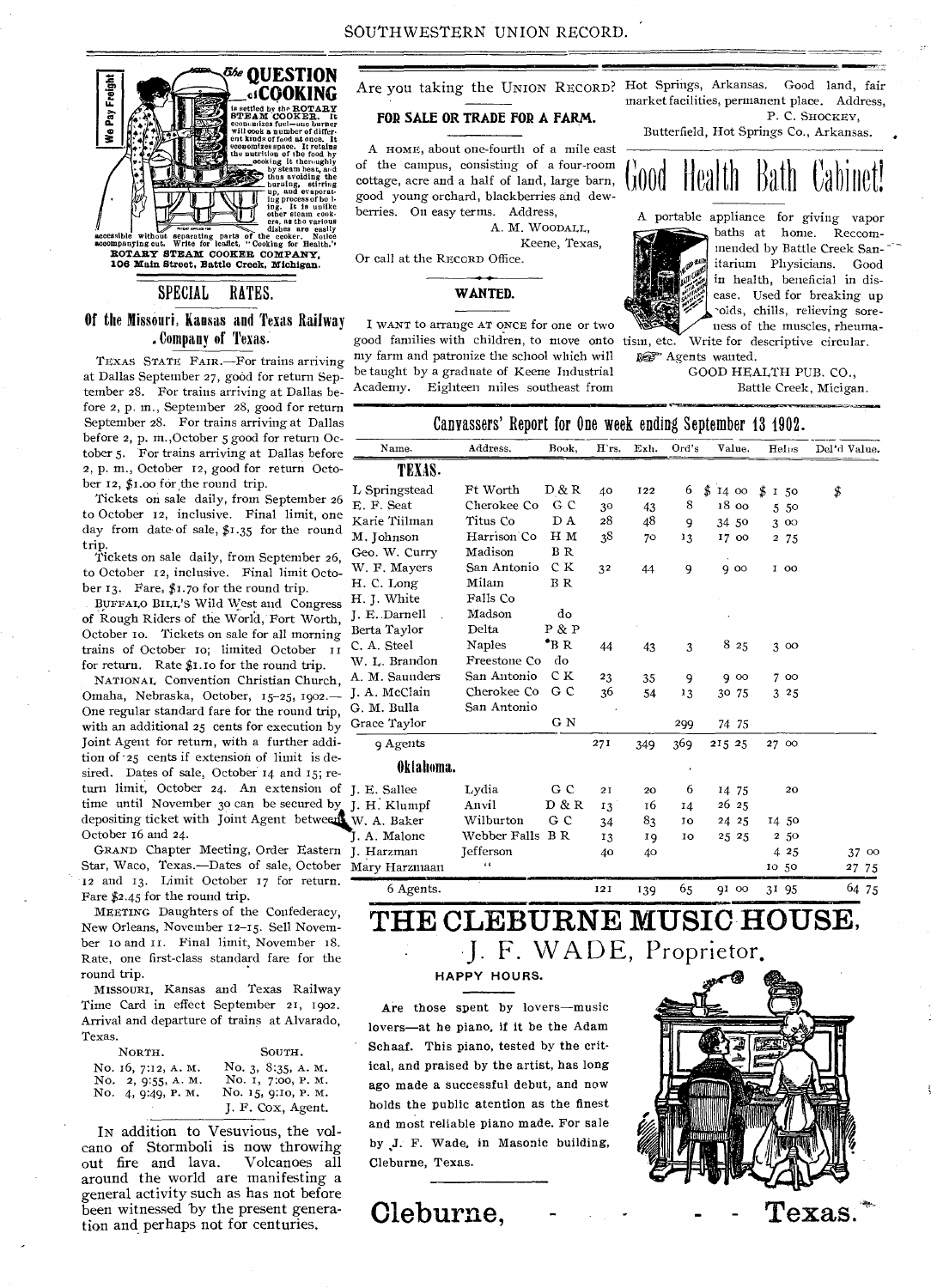## *The* QUESTION *of* COOKING

We Pay Freight

is settled by the ROTARY STEAM COOKER. It economizes fuel—one burner will cook a number of different kinds of food at once. It economizes space. It retains the nutrition of the food by cooking it thoroughly by steam heat, and thus avoiding the burning, stirring up, and evaporating process of boiling. It is unlike other steam cookers, as the various dishes are easily accessible without separating parts of the cooker. Notice accompanying cut. Write for leaflet, "Cooking for Health."

ROTARY STEAM COOKER COMPANY,
106 Main Street, Battle Creek, Michigan.

## SPECIAL RATES.

### Of the Missouri, Kansas and Texas Railway Company of Texas.

TEXAS STATE FAIR.—For trains arriving at Dallas September 27, good for return September 28. For trains arriving at Dallas before 2, p. m., September 28, good for return September 28. For trains arriving at Dallas before 2, p. m., October 5 good for return October 5. For trains arriving at Dallas before 2, p. m., October 12, good for return October 12, $1.00 for the round trip.

Tickets on sale daily, from September 26 to October 12, inclusive. Final limit, one day from date of sale, $1.35 for the round trip.

Tickets on sale daily, from September 26, to October 12, inclusive. Final limit October 13. Fare, $1.70 for the round trip.

BUFFALO BILL'S Wild West and Congress of Rough Riders of the World, Fort Worth, October 10. Tickets on sale for all morning trains of October 10; limited October 11 for return. Rate $1.10 for the round trip.

NATIONAL Convention Christian Church, Omaha, Nebraska, October, 15–25, 1902.—One regular standard fare for the round trip, with an additional 25 cents for execution by Joint Agent for return, with a further addition of 25 cents if extension of limit is desired. Dates of sale, October 14 and 15; return limit, October 24. An extension of time until November 30 can be secured by depositing ticket with Joint Agent between October 16 and 24.

GRAND Chapter Meeting, Order Eastern Star, Waco, Texas.—Dates of sale, October 12 and 13. Limit October 17 for return. Fare $2.45 for the round trip.

MEETING Daughters of the Confederacy, New Orleans, November 12–15. Sell November 10 and 11. Final limit, November 18. Rate, one first-class standard fare for the round trip.

MISSOURI, Kansas and Texas Railway Time Card in effect September 21, 1902. Arrival and departure of trains at Alvarado, Texas.

| NORTH. | SOUTH. |
|---|---|
| No. 16, 7:12, A. M. | No. 3, 8:35, A. M. |
| No. 2, 9:55, A. M. | No. 1, 7:00, P. M. |
| No. 4, 9:49, P. M. | No. 15, 9:10, P. M. |

J. F. COX, Agent.

IN addition to Vesuvious, the volcano of Stormboli is now throwihg out fire and lava. Volcanoes all around the world are manifesting a general activity such as has not before been witnessed by the present generation and perhaps not for centuries.

Are you taking the UNION RECORD?

### FOR SALE OR TRADE FOR A FARM.

A HOME, about one-fourth of a mile east of the campus, consisting of a four-room cottage, acre and a half of land, large barn, good young orchard, blackberries and dewberries. On easy terms. Address,

A. M. WOODALL,
Keene, Texas,

Or call at the RECORD Office.

### WANTED.

I WANT to arrange AT ONCE for one or two good families with children, to move onto my farm and patronize the school which will be taught by a graduate of Keene Industrial Academy. Eighteen miles southeast from Hot Springs, Arkansas. Good land, fair market facilities, permanent place. Address,

P. C. SHOCKEY,
Butterfield, Hot Springs Co., Arkansas.

## Good Health Bath Cabinet!

A portable appliance for giving vapor baths at home. Reccommended by Battle Creek Sanitarium Physicians. Good in health, beneficial in disease. Used for breaking up colds, chills, relieving soreness of the muscles, rheumatism, etc. Write for descriptive circular.

Agents wanted.

GOOD HEALTH PUB. CO.,
Battle Creek, Micigan.

## Canvassers' Report for One week ending September 13 1902.

| Name. | Address. | Book. | H'rs. | Exh. | Ord's | Value. | Helps | Del'd Value. |
|---|---|---|---|---|---|---|---|---|
| **TEXAS.** | | | | | | | | |
| L Springstead | Ft Worth | D & R | 40 | 122 | 6 | $ 14 00 | $ 1 50 | $ |
| E. F. Seat | Cherokee Co | G C | 30 | 43 | 8 | 18 00 | 5 50 | |
| Karie Tiilman | Titus Co | D A | 28 | 48 | 9 | 34 50 | 3 00 | |
| M. Johnson | Harrison Co | H M | 38 | 70 | 13 | 17 00 | 2 75 | |
| Geo. W. Curry | Madison | B R | | | | | | |
| W. F. Mayers | San Antonio | C K | 32 | 44 | 9 | 9 00 | 1 00 | |
| H. C. Long | Milam | B R | | | | | | |
| H. J. White | Falls Co | | | | | | | |
| J. E. Darnell | Madson | do | | | | | | |
| Berta Taylor | Delta | P & P | | | | | | |
| C. A. Steel | Naples | B R | 44 | 43 | 3 | 8 25 | 3 00 | |
| W. L. Brandon | Freestone Co | do | | | | | | |
| A. M. Saunders | San Antonio | C K | 23 | 35 | 9 | 9 00 | 7 00 | |
| J. A. McClain | Cherokee Co | G C | 36 | 54 | 13 | 30 75 | 3 25 | |
| G. M. Bulla | San Antonio | | | | | | | |
| Grace Taylor | | G N | | | 299 | 74 75 | | |
| 9 Agents | | | 271 | 349 | 369 | 215 25 | 27 00 | |
| **Oklahoma.** | | | | | | | | |
| J. E. Sallee | Lydia | G C | 21 | 20 | 6 | 14 75 | 20 | |
| J. H. Klumpf | Anvil | D & R | 13 | 16 | 14 | 26 25 | | |
| W. A. Baker | Wilburton | G C | 34 | 83 | 10 | 24 25 | 14 50 | |
| J. A. Malone | Webber Falls | B R | 13 | 19 | 10 | 25 25 | 2 50 | |
| J. Harzman | Jefferson | | 40 | 40 | | | 4 25 | 37 00 |
| Mary Harzmaan | " | | | | | | 10 50 | 27 75 |
| 6 Agents. | | | 121 | 139 | 65 | 91 00 | 31 95 | 64 75 |

# THE CLEBURNE MUSIC HOUSE,

## J. F. WADE, Proprietor.

**HAPPY HOURS.**

Are those spent by lovers—music lovers—at he piano, if it be the Adam Schaaf. This piano, tested by the critical, and praised by the artist, has long ago made a successful debut, and now holds the public attention as the finest and most reliable piano made. For sale by J. F. Wade, in Masonic building, Cleburne, Texas.

**Cleburne, - - - - Texas.**